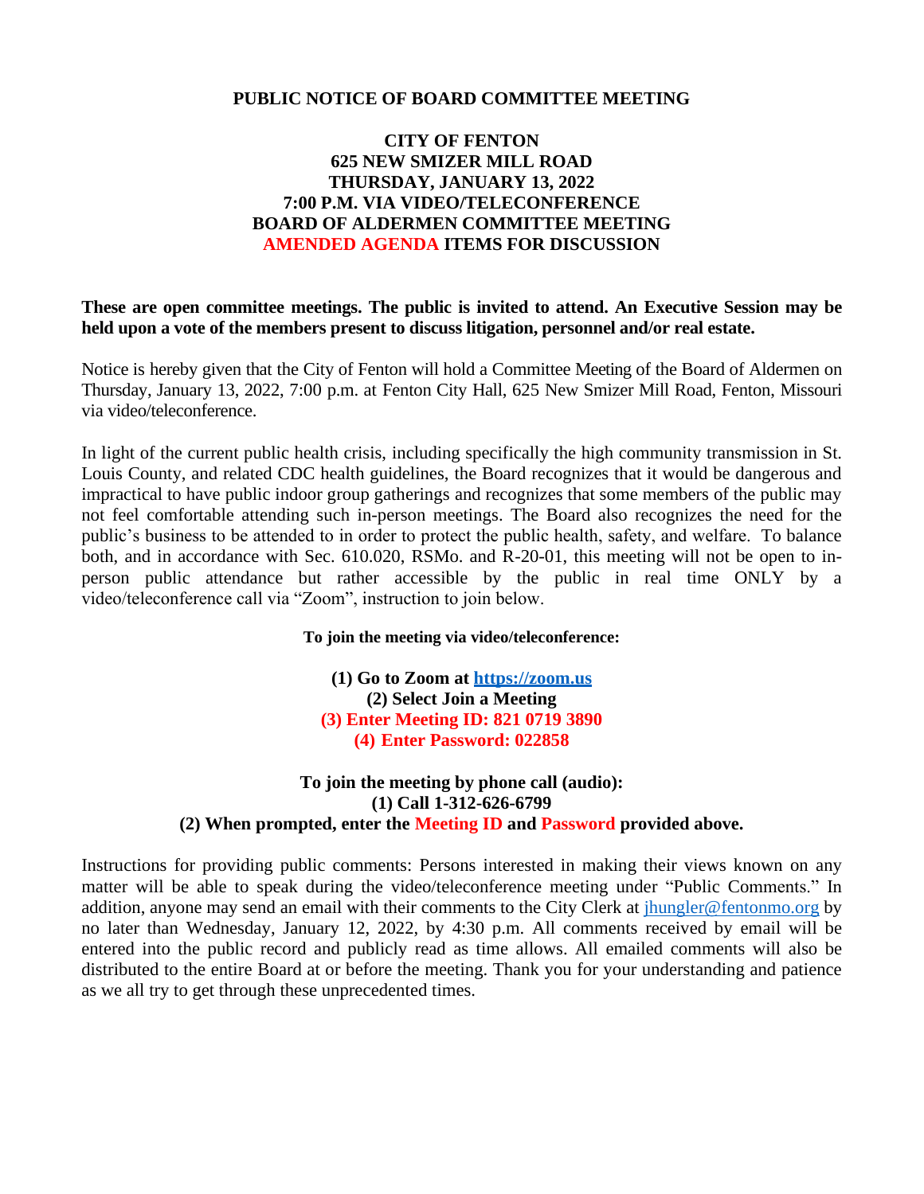**PUBLIC NOTICE OF BOARD COMMITTEE MEETING**

**CITY OF FENTON**
**625 NEW SMIZER MILL ROAD**
**THURSDAY, JANUARY 13, 2022**
**7:00 P.M. VIA VIDEO/TELECONFERENCE**
**BOARD OF ALDERMEN COMMITTEE MEETING**
**AMENDED AGENDA ITEMS FOR DISCUSSION**

**These are open committee meetings. The public is invited to attend. An Executive Session may be held upon a vote of the members present to discuss litigation, personnel and/or real estate.**

Notice is hereby given that the City of Fenton will hold a Committee Meeting of the Board of Aldermen on Thursday, January 13, 2022, 7:00 p.m. at Fenton City Hall, 625 New Smizer Mill Road, Fenton, Missouri via video/teleconference.

In light of the current public health crisis, including specifically the high community transmission in St. Louis County, and related CDC health guidelines, the Board recognizes that it would be dangerous and impractical to have public indoor group gatherings and recognizes that some members of the public may not feel comfortable attending such in-person meetings. The Board also recognizes the need for the public's business to be attended to in order to protect the public health, safety, and welfare. To balance both, and in accordance with Sec. 610.020, RSMo. and R-20-01, this meeting will not be open to in-person public attendance but rather accessible by the public in real time ONLY by a video/teleconference call via "Zoom", instruction to join below.

**To join the meeting via video/teleconference:**

**(1) Go to Zoom at [https://zoom.us](https://zoom.us)**
**(2) Select Join a Meeting**
**(3) Enter Meeting ID: 821 0719 3890**
**(4) Enter Password: 022858**

**To join the meeting by phone call (audio):**
**(1) Call 1-312-626-6799**
**(2) When prompted, enter the Meeting ID and Password provided above.**

Instructions for providing public comments: Persons interested in making their views known on any matter will be able to speak during the video/teleconference meeting under "Public Comments." In addition, anyone may send an email with their comments to the City Clerk at jhungler@fentonmo.org by no later than Wednesday, January 12, 2022, by 4:30 p.m. All comments received by email will be entered into the public record and publicly read as time allows. All emailed comments will also be distributed to the entire Board at or before the meeting. Thank you for your understanding and patience as we all try to get through these unprecedented times.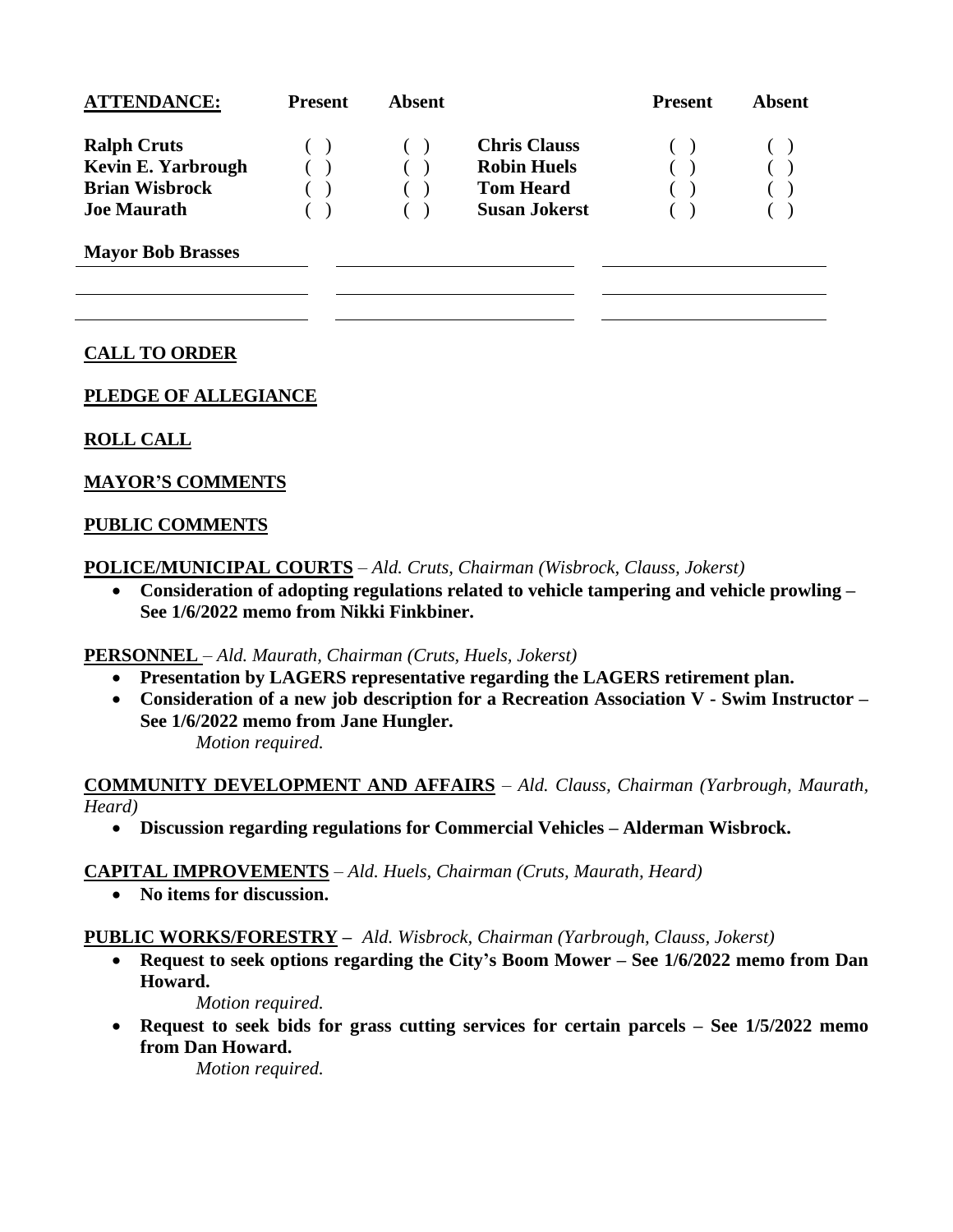| **ATTENDANCE:** | **Present** | **Absent** | | **Present** | **Absent** |
|---|---|---|---|---|---|
| **Ralph Cruts** | ( ) | ( ) | **Chris Clauss** | ( ) | ( ) |
| **Kevin E. Yarbrough** | ( ) | ( ) | **Robin Huels** | ( ) | ( ) |
| **Brian Wisbrock** | ( ) | ( ) | **Tom Heard** | ( ) | ( ) |
| **Joe Maurath** | ( ) | ( ) | **Susan Jokerst** | ( ) | ( ) |

**Mayor Bob Brasses**

**CALL TO ORDER**

**PLEDGE OF ALLEGIANCE**

**ROLL CALL**

**MAYOR'S COMMENTS**

**PUBLIC COMMENTS**

**POLICE/MUNICIPAL COURTS** – *Ald. Cruts, Chairman (Wisbrock, Clauss, Jokerst)*

- **Consideration of adopting regulations related to vehicle tampering and vehicle prowling – See 1/6/2022 memo from Nikki Finkbiner.**

**PERSONNEL** – *Ald. Maurath, Chairman (Cruts, Huels, Jokerst)*

- **Presentation by LAGERS representative regarding the LAGERS retirement plan.**
- **Consideration of a new job description for a Recreation Association V - Swim Instructor – See 1/6/2022 memo from Jane Hungler.**
  *Motion required.*

**COMMUNITY DEVELOPMENT AND AFFAIRS** – *Ald. Clauss, Chairman (Yarbrough, Maurath, Heard)*

- **Discussion regarding regulations for Commercial Vehicles – Alderman Wisbrock.**

**CAPITAL IMPROVEMENTS** – *Ald. Huels, Chairman (Cruts, Maurath, Heard)*

- **No items for discussion.**

**PUBLIC WORKS/FORESTRY –** *Ald. Wisbrock, Chairman (Yarbrough, Clauss, Jokerst)*

- **Request to seek options regarding the City's Boom Mower – See 1/6/2022 memo from Dan Howard.**
  *Motion required.*
- **Request to seek bids for grass cutting services for certain parcels – See 1/5/2022 memo from Dan Howard.**
  *Motion required.*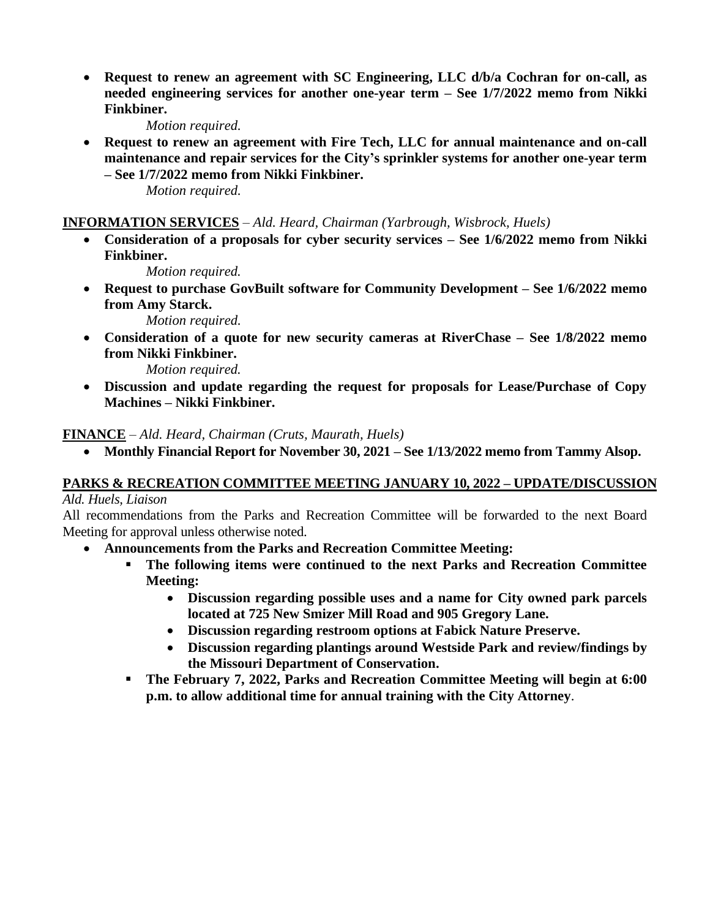- **Request to renew an agreement with SC Engineering, LLC d/b/a Cochran for on-call, as needed engineering services for another one-year term – See 1/7/2022 memo from Nikki Finkbiner.**

  *Motion required.*
- **Request to renew an agreement with Fire Tech, LLC for annual maintenance and on-call maintenance and repair services for the City's sprinkler systems for another one-year term – See 1/7/2022 memo from Nikki Finkbiner.**

  *Motion required.*

**INFORMATION SERVICES** – *Ald. Heard, Chairman (Yarbrough, Wisbrock, Huels)*

- **Consideration of a proposals for cyber security services – See 1/6/2022 memo from Nikki Finkbiner.**

  *Motion required.*
- **Request to purchase GovBuilt software for Community Development – See 1/6/2022 memo from Amy Starck.**

  *Motion required.*
- **Consideration of a quote for new security cameras at RiverChase – See 1/8/2022 memo from Nikki Finkbiner.**

  *Motion required.*
- **Discussion and update regarding the request for proposals for Lease/Purchase of Copy Machines – Nikki Finkbiner.**

**FINANCE** – *Ald. Heard, Chairman (Cruts, Maurath, Huels)*

- **Monthly Financial Report for November 30, 2021 – See 1/13/2022 memo from Tammy Alsop.**

**PARKS & RECREATION COMMITTEE MEETING JANUARY 10, 2022 – UPDATE/DISCUSSION**

*Ald. Huels, Liaison*

All recommendations from the Parks and Recreation Committee will be forwarded to the next Board Meeting for approval unless otherwise noted.

- **Announcements from the Parks and Recreation Committee Meeting:**
  - **The following items were continued to the next Parks and Recreation Committee Meeting:**
    - **Discussion regarding possible uses and a name for City owned park parcels located at 725 New Smizer Mill Road and 905 Gregory Lane.**
    - **Discussion regarding restroom options at Fabick Nature Preserve.**
    - **Discussion regarding plantings around Westside Park and review/findings by the Missouri Department of Conservation.**
  - **The February 7, 2022, Parks and Recreation Committee Meeting will begin at 6:00 p.m. to allow additional time for annual training with the City Attorney**.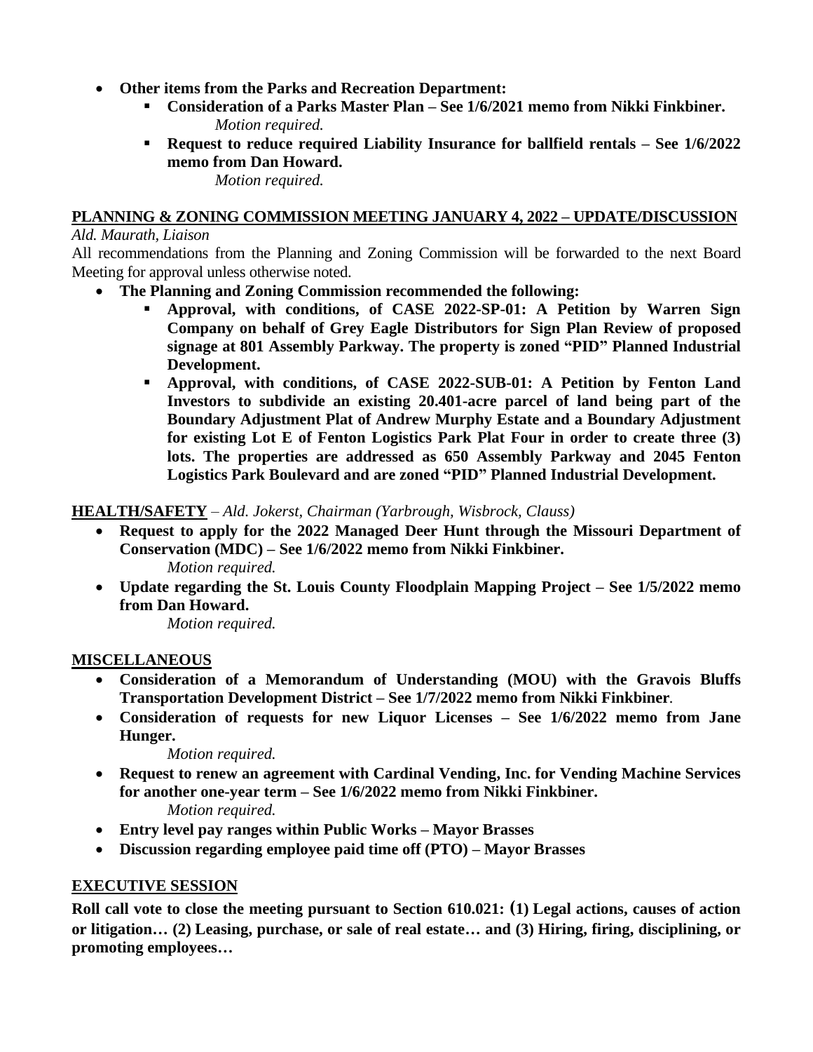- **Other items from the Parks and Recreation Department:**
  - **Consideration of a Parks Master Plan – See 1/6/2021 memo from Nikki Finkbiner.**
    *Motion required.*
  - **Request to reduce required Liability Insurance for ballfield rentals – See 1/6/2022 memo from Dan Howard.**
    *Motion required.*

**PLANNING & ZONING COMMISSION MEETING JANUARY 4, 2022 – UPDATE/DISCUSSION**

*Ald. Maurath, Liaison*

All recommendations from the Planning and Zoning Commission will be forwarded to the next Board Meeting for approval unless otherwise noted.

- **The Planning and Zoning Commission recommended the following:**
  - **Approval, with conditions, of CASE 2022-SP-01: A Petition by Warren Sign Company on behalf of Grey Eagle Distributors for Sign Plan Review of proposed signage at 801 Assembly Parkway. The property is zoned "PID" Planned Industrial Development.**
  - **Approval, with conditions, of CASE 2022-SUB-01: A Petition by Fenton Land Investors to subdivide an existing 20.401-acre parcel of land being part of the Boundary Adjustment Plat of Andrew Murphy Estate and a Boundary Adjustment for existing Lot E of Fenton Logistics Park Plat Four in order to create three (3) lots. The properties are addressed as 650 Assembly Parkway and 2045 Fenton Logistics Park Boulevard and are zoned "PID" Planned Industrial Development.**

**HEALTH/SAFETY** – *Ald. Jokerst, Chairman (Yarbrough, Wisbrock, Clauss)*

- **Request to apply for the 2022 Managed Deer Hunt through the Missouri Department of Conservation (MDC) – See 1/6/2022 memo from Nikki Finkbiner.**
  *Motion required.*
- **Update regarding the St. Louis County Floodplain Mapping Project – See 1/5/2022 memo from Dan Howard.**
  *Motion required.*

**MISCELLANEOUS**

- **Consideration of a Memorandum of Understanding (MOU) with the Gravois Bluffs Transportation Development District – See 1/7/2022 memo from Nikki Finkbiner**.
- **Consideration of requests for new Liquor Licenses – See 1/6/2022 memo from Jane Hunger.**
  *Motion required.*
- **Request to renew an agreement with Cardinal Vending, Inc. for Vending Machine Services for another one-year term – See 1/6/2022 memo from Nikki Finkbiner.**
  *Motion required.*
- **Entry level pay ranges within Public Works – Mayor Brasses**
- **Discussion regarding employee paid time off (PTO) – Mayor Brasses**

**EXECUTIVE SESSION**

**Roll call vote to close the meeting pursuant to Section 610.021: (1) Legal actions, causes of action or litigation… (2) Leasing, purchase, or sale of real estate… and (3) Hiring, firing, disciplining, or promoting employees…**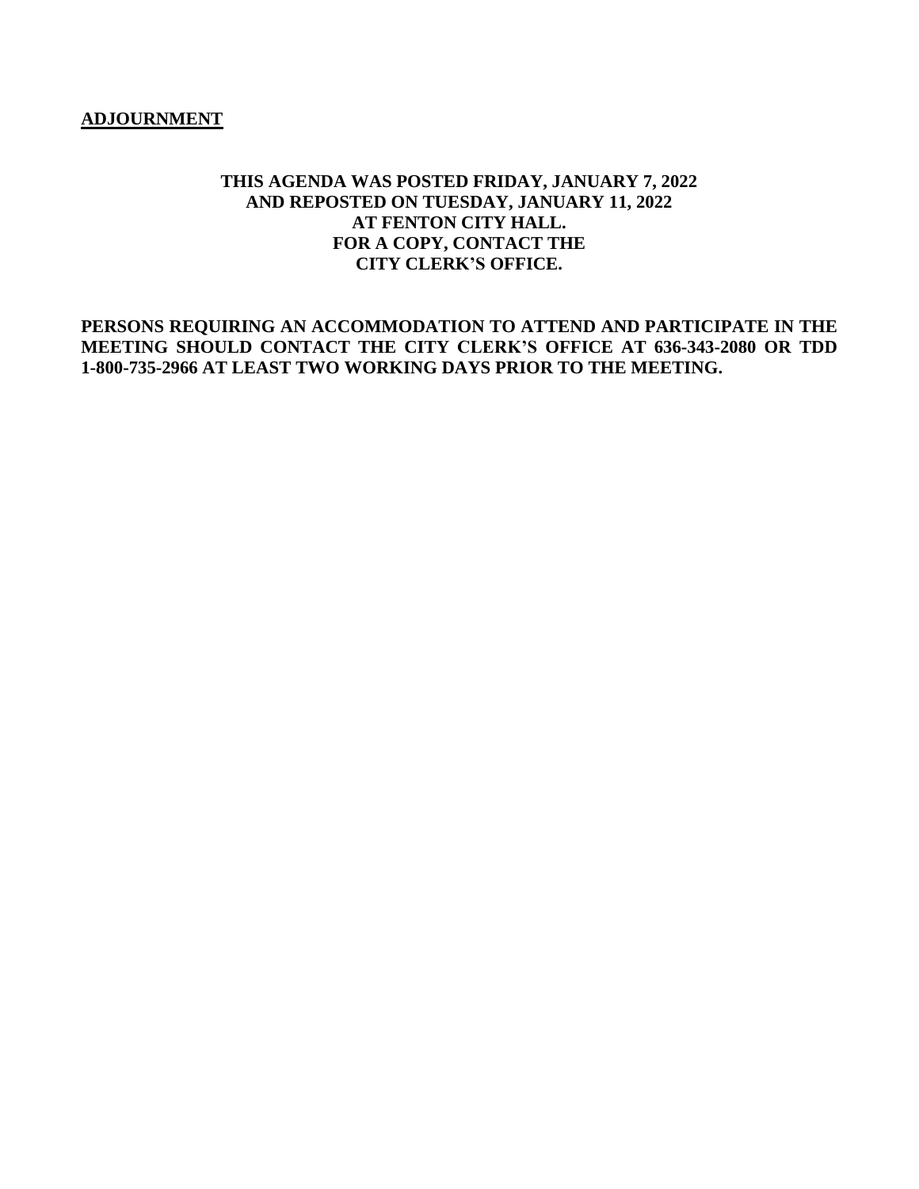**<u>ADJOURNMENT</u>**

**THIS AGENDA WAS POSTED FRIDAY, JANUARY 7, 2022**
**AND REPOSTED ON TUESDAY, JANUARY 11, 2022**
**AT FENTON CITY HALL.**
**FOR A COPY, CONTACT THE**
**CITY CLERK'S OFFICE.**

**PERSONS REQUIRING AN ACCOMMODATION TO ATTEND AND PARTICIPATE IN THE MEETING SHOULD CONTACT THE CITY CLERK'S OFFICE AT 636-343-2080 OR TDD 1-800-735-2966 AT LEAST TWO WORKING DAYS PRIOR TO THE MEETING.**